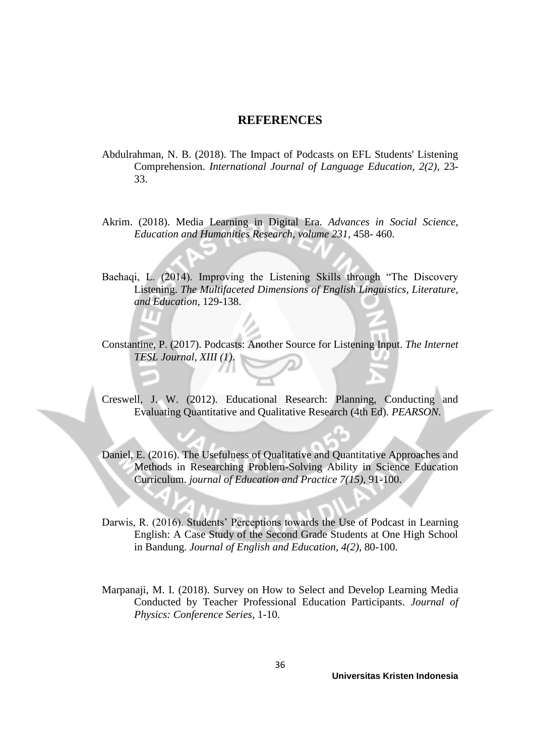# REFERENCES

Abdulrahman, N. B. (2018). The Impact of Podcasts on EFL Students' Listening Comprehension. *International Journal of Language Education, 2(2)*, 23-33.

Akrim. (2018). Media Learning in Digital Era. *Advances in Social Science, Education and Humanities Research, volume 231*, 458- 460.

Baehaqi, L. (2014). Improving the Listening Skills through "The Discovery Listening. *The Multifaceted Dimensions of English Linguistics, Literature, and Education*, 129-138.

Constantine, P. (2017). Podcasts: Another Source for Listening Input. *The Internet TESL Journal, XIII (1)*.

Creswell, J. W. (2012). Educational Research: Planning, Conducting and Evaluating Quantitative and Qualitative Research (4th Ed). *PEARSON*.

Daniel, E. (2016). The Usefulness of Qualitative and Quantitative Approaches and Methods in Researching Problem-Solving Ability in Science Education Curriculum. *journal of Education and Practice 7(15)*, 91-100.

Darwis, R. (2016). Students' Perceptions towards the Use of Podcast in Learning English: A Case Study of the Second Grade Students at One High School in Bandung. *Journal of English and Education, 4(2)*, 80-100.

Marpanaji, M. I. (2018). Survey on How to Select and Develop Learning Media Conducted by Teacher Professional Education Participants. *Journal of Physics: Conference Series*, 1-10.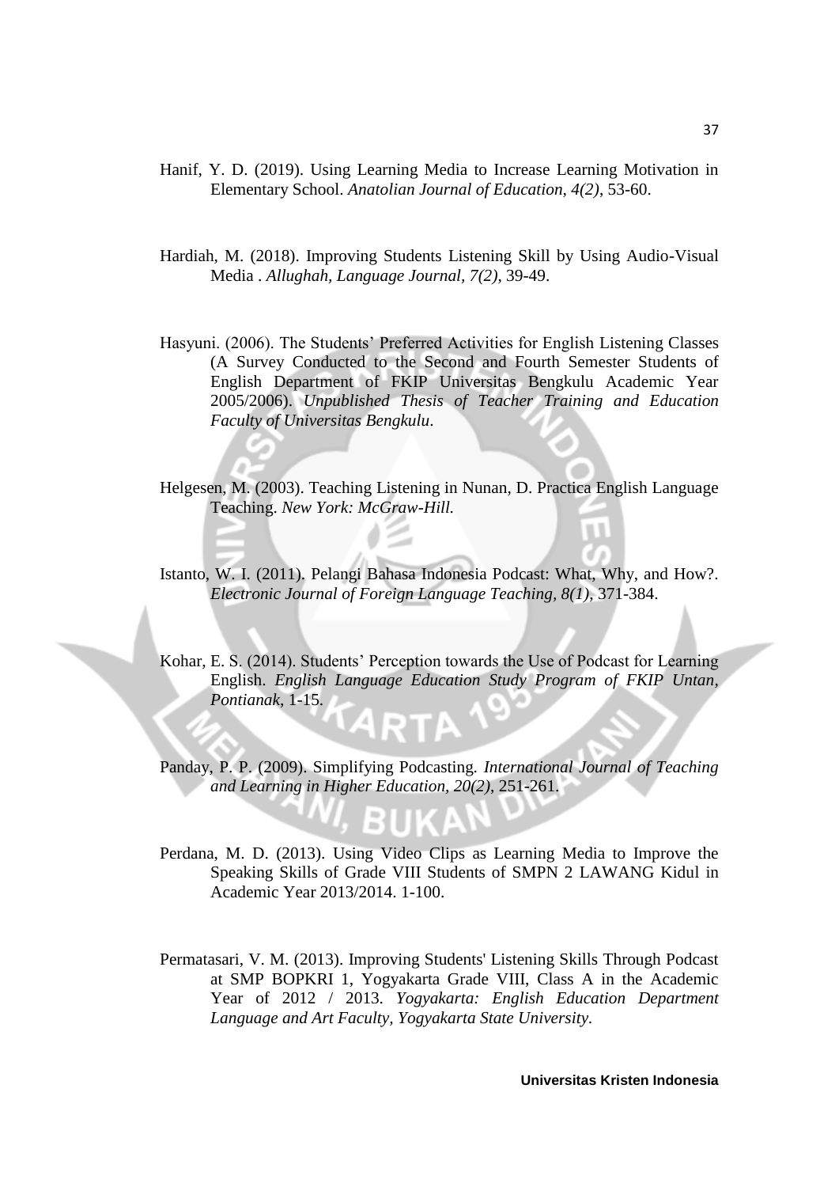Hanif, Y. D. (2019). Using Learning Media to Increase Learning Motivation in Elementary School. *Anatolian Journal of Education, 4(2)*, 53-60.

Hardiah, M. (2018). Improving Students Listening Skill by Using Audio-Visual Media . *Allughah, Language Journal, 7(2)*, 39-49.

Hasyuni. (2006). The Students' Preferred Activities for English Listening Classes (A Survey Conducted to the Second and Fourth Semester Students of English Department of FKIP Universitas Bengkulu Academic Year 2005/2006). *Unpublished Thesis of Teacher Training and Education Faculty of Universitas Bengkulu*.

Helgesen, M. (2003). Teaching Listening in Nunan, D. Practica English Language Teaching. *New York: McGraw-Hill.*

Istanto, W. I. (2011). Pelangi Bahasa Indonesia Podcast: What, Why, and How?. *Electronic Journal of Foreign Language Teaching, 8(1)*, 371-384.

Kohar, E. S. (2014). Students' Perception towards the Use of Podcast for Learning English. *English Language Education Study Program of FKIP Untan, Pontianak*, 1-15.

Panday, P. P. (2009). Simplifying Podcasting. *International Journal of Teaching and Learning in Higher Education, 20(2)*, 251-261.

Perdana, M. D. (2013). Using Video Clips as Learning Media to Improve the Speaking Skills of Grade VIII Students of SMPN 2 LAWANG Kidul in Academic Year 2013/2014. 1-100.

Permatasari, V. M. (2013). Improving Students' Listening Skills Through Podcast at SMP BOPKRI 1, Yogyakarta Grade VIII, Class A in the Academic Year of 2012 / 2013. *Yogyakarta: English Education Department Language and Art Faculty, Yogyakarta State University.*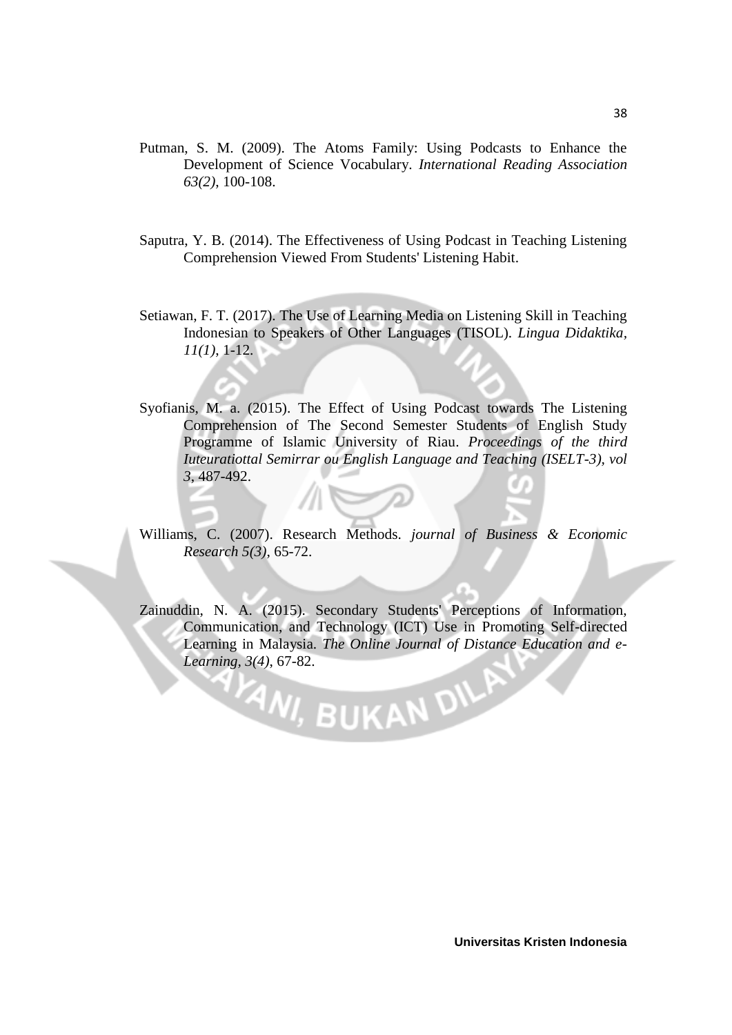Putman, S. M. (2009). The Atoms Family: Using Podcasts to Enhance the Development of Science Vocabulary. *International Reading Association 63(2)*, 100-108.

Saputra, Y. B. (2014). The Effectiveness of Using Podcast in Teaching Listening Comprehension Viewed From Students' Listening Habit.

Setiawan, F. T. (2017). The Use of Learning Media on Listening Skill in Teaching Indonesian to Speakers of Other Languages (TISOL). *Lingua Didaktika, 11(1)*, 1-12.

Syofianis, M. a. (2015). The Effect of Using Podcast towards The Listening Comprehension of The Second Semester Students of English Study Programme of Islamic University of Riau. *Proceedings of the third Iuteuratiottal Semirrar ou English Language and Teaching (ISELT-3), vol 3*, 487-492.

Williams, C. (2007). Research Methods. *journal of Business & Economic Research 5(3)*, 65-72.

Zainuddin, N. A. (2015). Secondary Students' Perceptions of Information, Communication, and Technology (ICT) Use in Promoting Self-directed Learning in Malaysia. *The Online Journal of Distance Education and e-Learning, 3(4)*, 67-82.